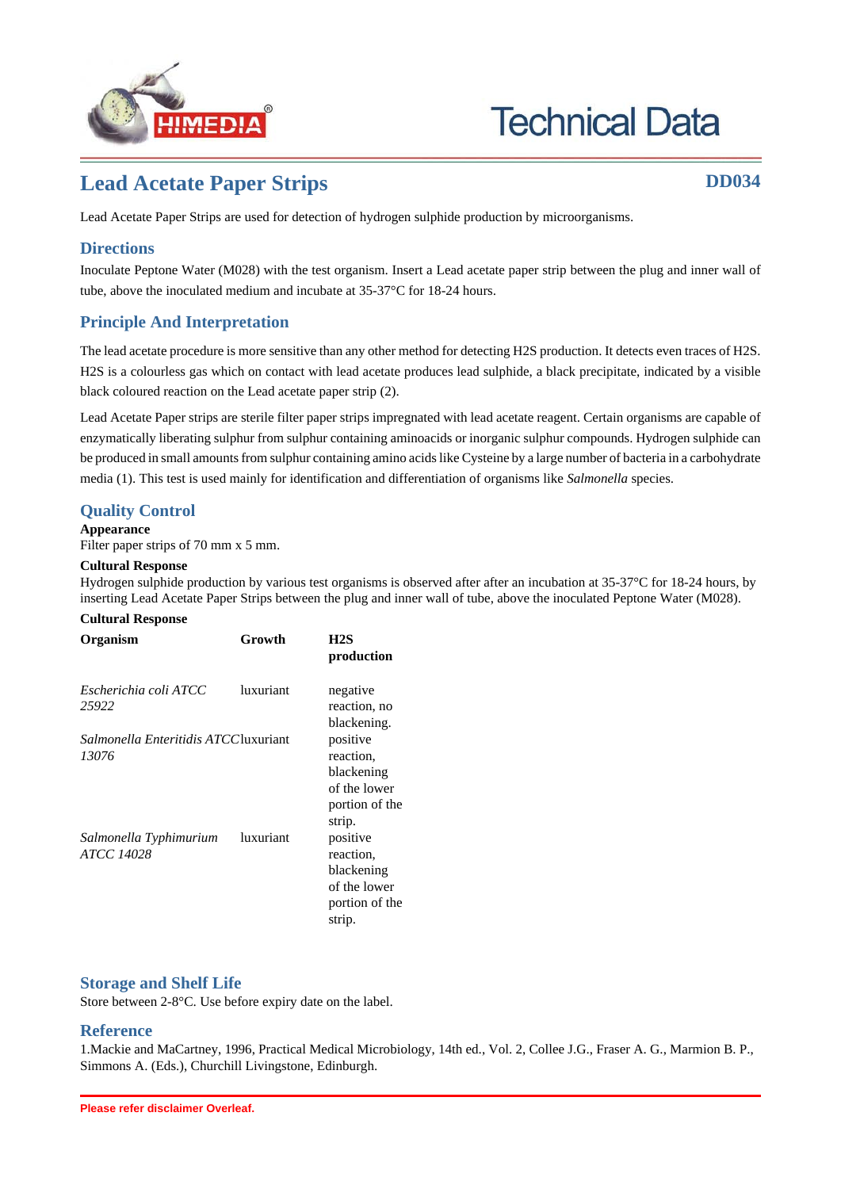# Technical Data

## Lead Acetate Paper Strips

**DD034**

Lead Acetate Paper Strips are used for detection of hydrogen sulphide production by microorganisms.

## Directions

Inoculate Peptone Water (M028) with the test organism. Insert a Lead acetate paper strip between the plug and inner wall of tube, above the inoculated medium and incubate at 35-37°C for 18-24 hours.

## Principle And Interpretation

The lead acetate procedure is more sensitive than any other method for detecting H2S production. It detects even traces of H2S. H2S is a colourless gas which on contact with lead acetate produces lead sulphide, a black precipitate, indicated by a visible black coloured reaction on the Lead acetate paper strip (2).

Lead Acetate Paper strips are sterile filter paper strips impregnated with lead acetate reagent. Certain organisms are capable of enzymatically liberating sulphur from sulphur containing aminoacids or inorganic sulphur compounds. Hydrogen sulphide can be produced in small amounts from sulphur containing amino acids like Cysteine by a large number of bacteria in a carbohydrate media (1). This test is used mainly for identification and differentiation of organisms like *Salmonella* species.

## Quality Control

**Appearance**

Filter paper strips of 70 mm x 5 mm.

**Cultural Response**

Hydrogen sulphide production by various test organisms is observed after after an incubation at 35-37°C for 18-24 hours, by inserting Lead Acetate Paper Strips between the plug and inner wall of tube, above the inoculated Peptone Water (M028).

**Cultural Response**

| Organism | Growth | H2S production |
|---|---|---|
| *Escherichia coli ATCC 25922* | luxuriant | negative reaction, no blackening. |
| *Salmonella Enteritidis ATCC 13076* | luxuriant | positive reaction, blackening of the lower portion of the strip. |
| *Salmonella Typhimurium ATCC 14028* | luxuriant | positive reaction, blackening of the lower portion of the strip. |

## Storage and Shelf Life

Store between 2-8°C. Use before expiry date on the label.

## Reference

1.Mackie and MaCartney, 1996, Practical Medical Microbiology, 14th ed., Vol. 2, Collee J.G., Fraser A. G., Marmion B. P., Simmons A. (Eds.), Churchill Livingstone, Edinburgh.

**Please refer disclaimer Overleaf.**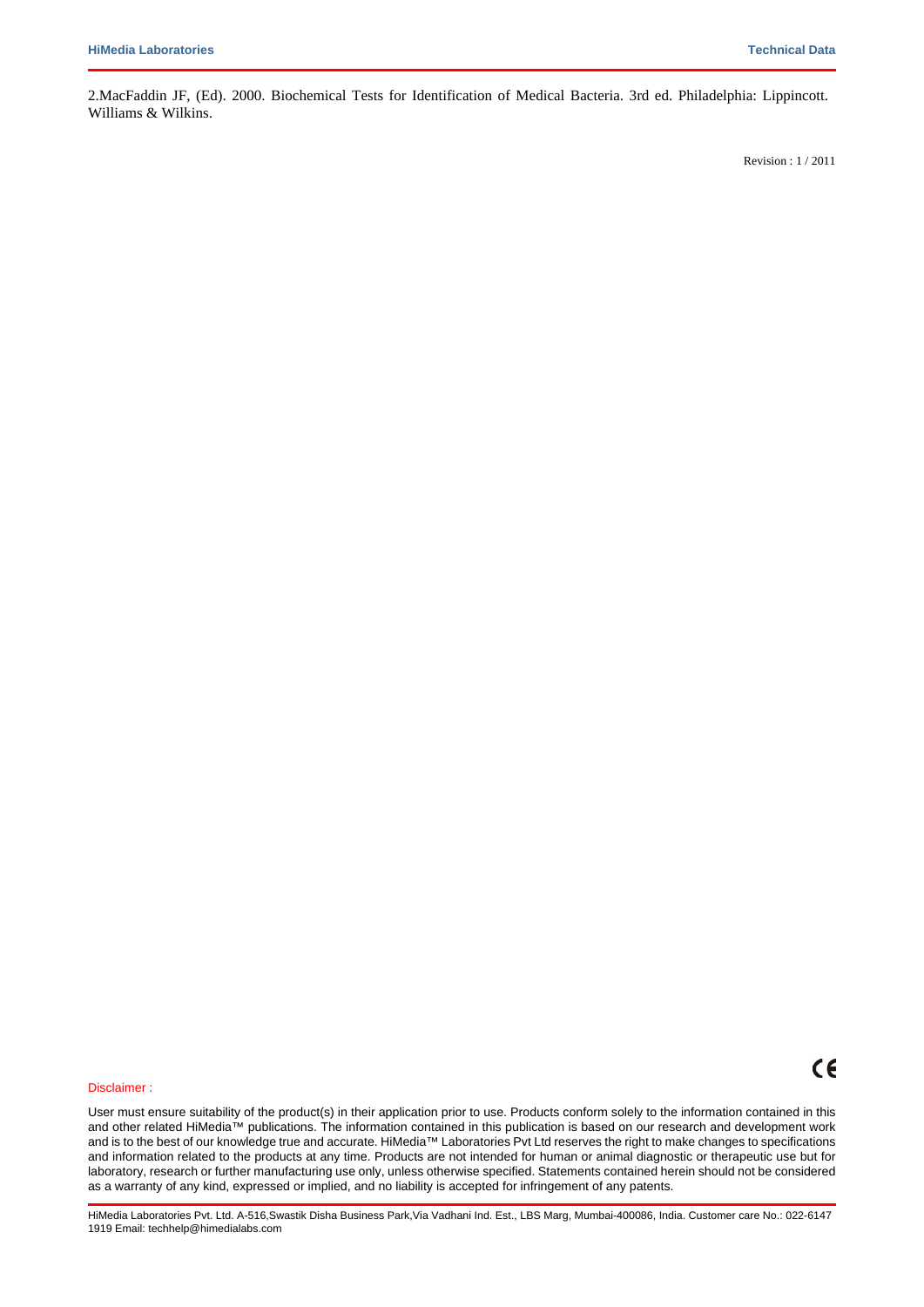2.MacFaddin JF, (Ed). 2000. Biochemical Tests for Identification of Medical Bacteria. 3rd ed. Philadelphia: Lippincott. Williams & Wilkins.

Revision : 1 / 2011

CE

Disclaimer :

User must ensure suitability of the product(s) in their application prior to use. Products conform solely to the information contained in this and other related HiMedia™ publications. The information contained in this publication is based on our research and development work and is to the best of our knowledge true and accurate. HiMedia™ Laboratories Pvt Ltd reserves the right to make changes to specifications and information related to the products at any time. Products are not intended for human or animal diagnostic or therapeutic use but for laboratory, research or further manufacturing use only, unless otherwise specified. Statements contained herein should not be considered as a warranty of any kind, expressed or implied, and no liability is accepted for infringement of any patents.

HiMedia Laboratories Pvt. Ltd. A-516,Swastik Disha Business Park,Via Vadhani Ind. Est., LBS Marg, Mumbai-400086, India. Customer care No.: 022-6147 1919 Email: techhelp@himedialabs.com